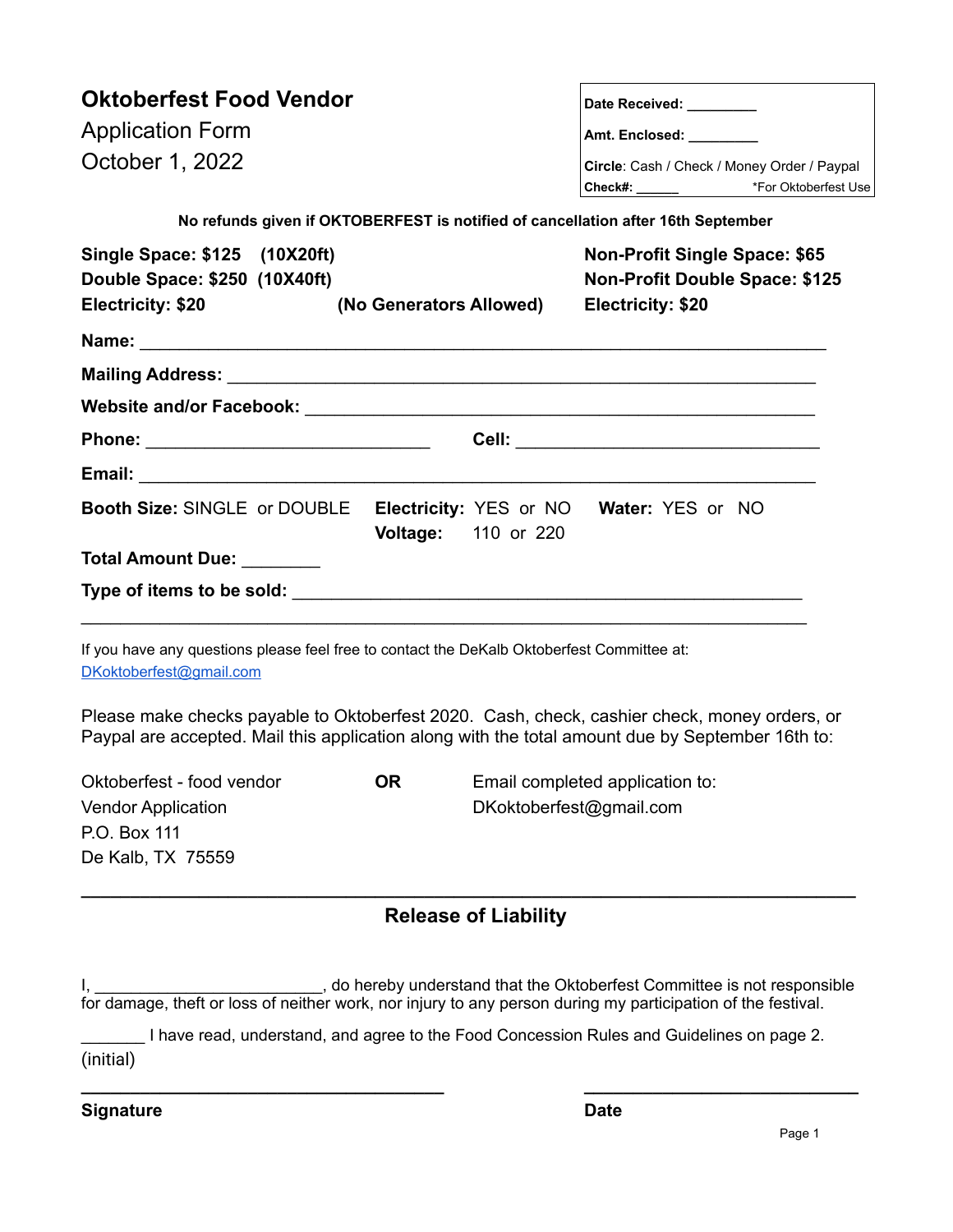# Oktoberfest Food Vendor

Application Form
October 1, 2022

| |
|---|
| **Date Received:** ________ |
| **Amt. Enclosed:** ________ |
| **Circle**: Cash / Check / Money Order / Paypal |
| **Check#:** ______ *For Oktoberfest Use |

**No refunds given if OKTOBERFEST is notified of cancellation after 16th September**

**Single Space: $125 (10X20ft)**
**Double Space: $250 (10X40ft)**
**Electricity: $20** **(No Generators Allowed)**

**Non-Profit Single Space: $65**
**Non-Profit Double Space: $125**
**Electricity: $20**

**Name:** ______________________________________________________________________

**Mailing Address:** _______________________________________________________________

**Website and/or Facebook:** _______________________________________________________

**Phone:** ______________________________ **Cell:** ________________________________

**Email:** ______________________________________________________________________

**Booth Size:** SINGLE or DOUBLE **Electricity:** YES or NO **Water:** YES or NO
**Voltage:** 110 or 220

**Total Amount Due:** ________

**Type of items to be sold:** ______________________________________________________
_________________________________________________________________________________

If you have any questions please feel free to contact the DeKalb Oktoberfest Committee at:
DKoktoberfest@gmail.com

Please make checks payable to Oktoberfest 2020. Cash, check, cashier check, money orders, or Paypal are accepted. Mail this application along with the total amount due by September 16th to:

Oktoberfest - food vendor
Vendor Application
P.O. Box 111
De Kalb, TX 75559

**OR**

Email completed application to:
DKoktoberfest@gmail.com

## Release of Liability

I, ________________________, do hereby understand that the Oktoberfest Committee is not responsible for damage, theft or loss of neither work, nor injury to any person during my participation of the festival.

_______ I have read, understand, and agree to the Food Concession Rules and Guidelines on page 2.
(initial)

_____________________________________ ____________________________

**Signature** **Date**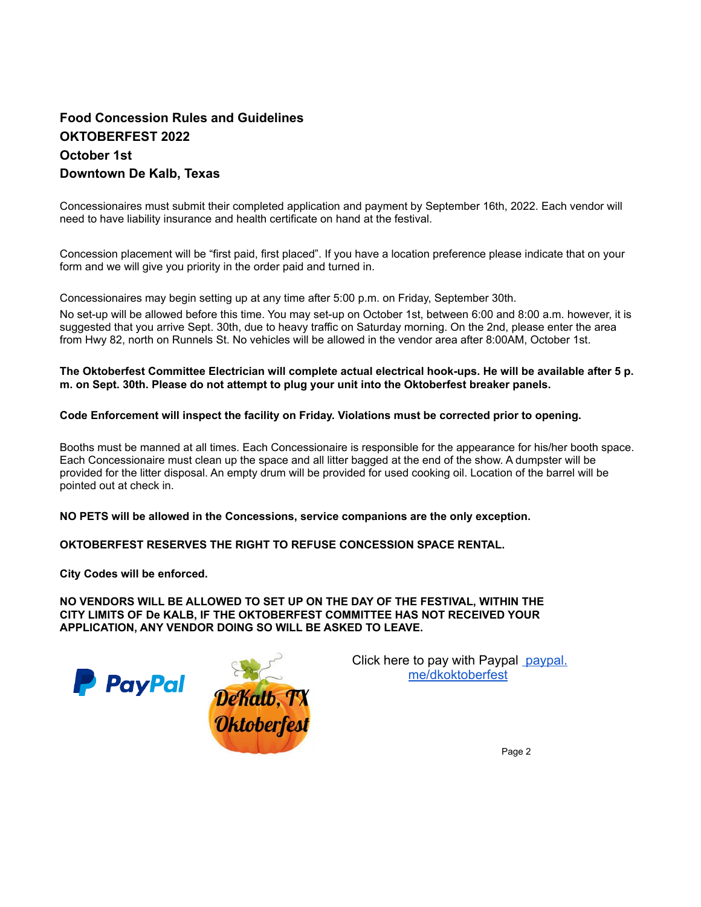**Food Concession Rules and Guidelines**
**OKTOBERFEST 2022**
**October 1st**
**Downtown De Kalb, Texas**

Concessionaires must submit their completed application and payment by September 16th, 2022. Each vendor will need to have liability insurance and health certificate on hand at the festival.

Concession placement will be "first paid, first placed". If you have a location preference please indicate that on your form and we will give you priority in the order paid and turned in.

Concessionaires may begin setting up at any time after 5:00 p.m. on Friday, September 30th.

No set-up will be allowed before this time. You may set-up on October 1st, between 6:00 and 8:00 a.m. however, it is suggested that you arrive Sept. 30th, due to heavy traffic on Saturday morning. On the 2nd, please enter the area from Hwy 82, north on Runnels St. No vehicles will be allowed in the vendor area after 8:00AM, October 1st.

**The Oktoberfest Committee Electrician will complete actual electrical hook-ups. He will be available after 5 p. m. on Sept. 30th. Please do not attempt to plug your unit into the Oktoberfest breaker panels.**

**Code Enforcement will inspect the facility on Friday. Violations must be corrected prior to opening.**

Booths must be manned at all times. Each Concessionaire is responsible for the appearance for his/her booth space. Each Concessionaire must clean up the space and all litter bagged at the end of the show. A dumpster will be provided for the litter disposal. An empty drum will be provided for used cooking oil. Location of the barrel will be pointed out at check in.

**NO PETS will be allowed in the Concessions, service companions are the only exception.**

**OKTOBERFEST RESERVES THE RIGHT TO REFUSE CONCESSION SPACE RENTAL.**

**City Codes will be enforced.**

**NO VENDORS WILL BE ALLOWED TO SET UP ON THE DAY OF THE FESTIVAL, WITHIN THE CITY LIMITS OF De KALB, IF THE OKTOBERFEST COMMITTEE HAS NOT RECEIVED YOUR APPLICATION, ANY VENDOR DOING SO WILL BE ASKED TO LEAVE.**

PayPal

DeKalb, TX Oktoberfest

Click here to pay with Paypal [paypal.me/dkoktoberfest](https://paypal.me/dkoktoberfest)